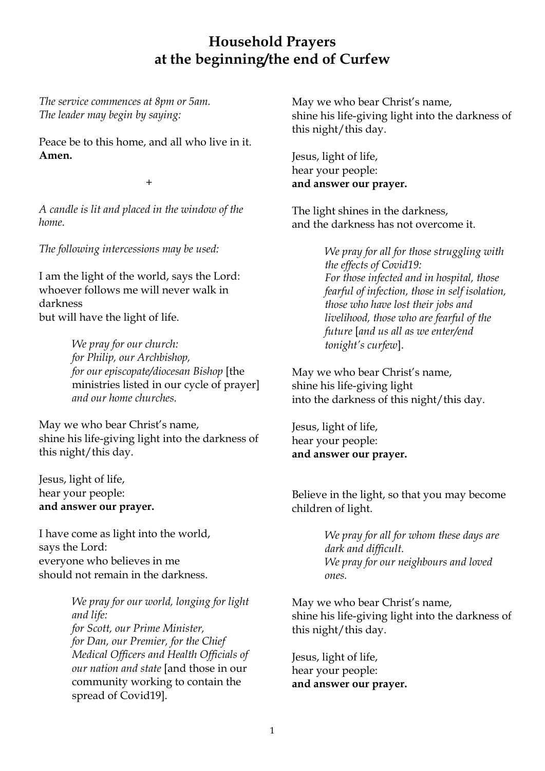# Household Prayers at the beginning/the end of Curfew

*The service commences at 8pm or 5am.*
*The leader may begin by saying:*

Peace be to this home, and all who live in it.
**Amen.**

+

*A candle is lit and placed in the window of the home.*

*The following intercessions may be used:*

I am the light of the world, says the Lord:
whoever follows me will never walk in darkness
but will have the light of life.

> *We pray for our church:*
> *for Philip, our Archbishop,*
> *for our episcopate/diocesan Bishop* [the ministries listed in our cycle of prayer] *and our home churches.*

May we who bear Christ's name,
shine his life-giving light into the darkness of this night/this day.

Jesus, light of life,
hear your people:
**and answer our prayer.**

I have come as light into the world,
says the Lord:
everyone who believes in me
should not remain in the darkness.

> *We pray for our world, longing for light and life:*
> *for Scott, our Prime Minister,*
> *for Dan, our Premier, for the Chief Medical Officers and Health Officials of our nation and state* [and those in our community working to contain the spread of Covid19].

May we who bear Christ's name,
shine his life-giving light into the darkness of this night/this day.

Jesus, light of life,
hear your people:
**and answer our prayer.**

The light shines in the darkness,
and the darkness has not overcome it.

> *We pray for all for those struggling with the effects of Covid19:*
> *For those infected and in hospital, those fearful of infection, those in self isolation, those who have lost their jobs and livelihood, those who are fearful of the future* [*and us all as we enter/end tonight's curfew*].

May we who bear Christ's name,
shine his life-giving light
into the darkness of this night/this day.

Jesus, light of life,
hear your people:
**and answer our prayer.**

Believe in the light, so that you may become children of light.

> *We pray for all for whom these days are dark and difficult.*
> *We pray for our neighbours and loved ones.*

May we who bear Christ's name,
shine his life-giving light into the darkness of this night/this day.

Jesus, light of life,
hear your people:
**and answer our prayer.**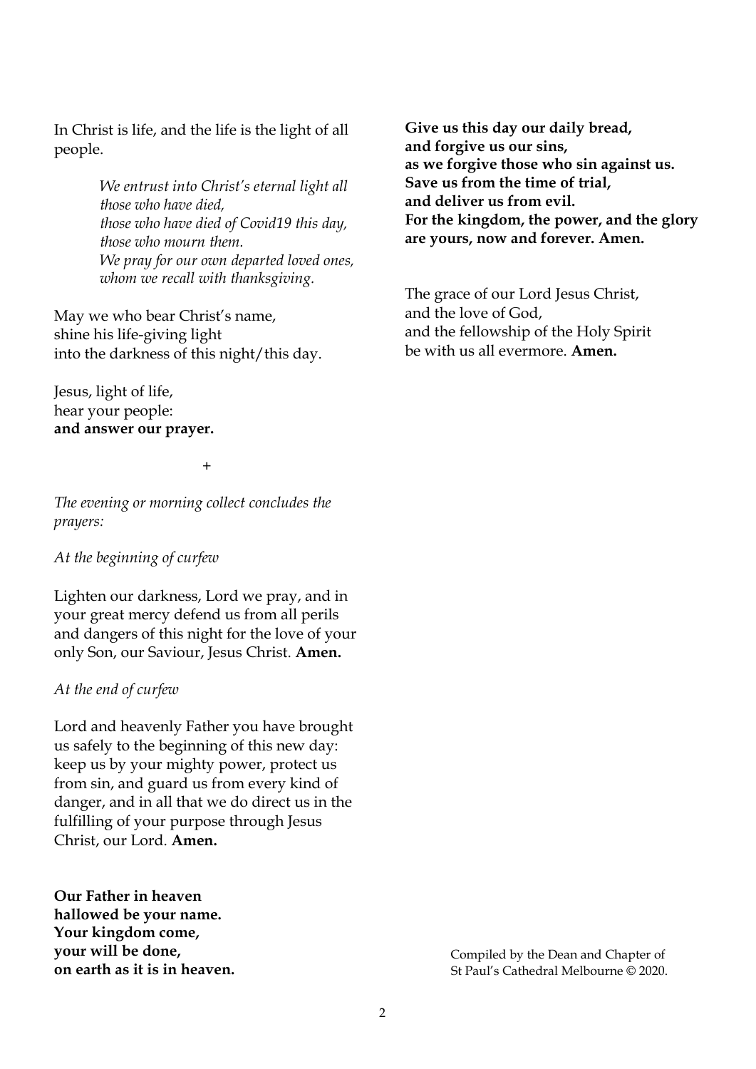In Christ is life, and the life is the light of all people.

> *We entrust into Christ's eternal light all those who have died,*
> *those who have died of Covid19 this day,*
> *those who mourn them.*
> *We pray for our own departed loved ones,*
> *whom we recall with thanksgiving.*

May we who bear Christ's name,
shine his life-giving light
into the darkness of this night/this day.

Jesus, light of life,
hear your people:
**and answer our prayer.**

+

*The evening or morning collect concludes the prayers:*

*At the beginning of curfew*

Lighten our darkness, Lord we pray, and in your great mercy defend us from all perils and dangers of this night for the love of your only Son, our Saviour, Jesus Christ. **Amen.**

*At the end of curfew*

Lord and heavenly Father you have brought us safely to the beginning of this new day: keep us by your mighty power, protect us from sin, and guard us from every kind of danger, and in all that we do direct us in the fulfilling of your purpose through Jesus Christ, our Lord. **Amen.**

**Our Father in heaven**
**hallowed be your name.**
**Your kingdom come,**
**your will be done,**
**on earth as it is in heaven.**
**Give us this day our daily bread,**
**and forgive us our sins,**
**as we forgive those who sin against us.**
**Save us from the time of trial,**
**and deliver us from evil.**
**For the kingdom, the power, and the glory**
**are yours, now and forever. Amen.**

The grace of our Lord Jesus Christ,
and the love of God,
and the fellowship of the Holy Spirit
be with us all evermore. **Amen.**

Compiled by the Dean and Chapter of
St Paul's Cathedral Melbourne © 2020.